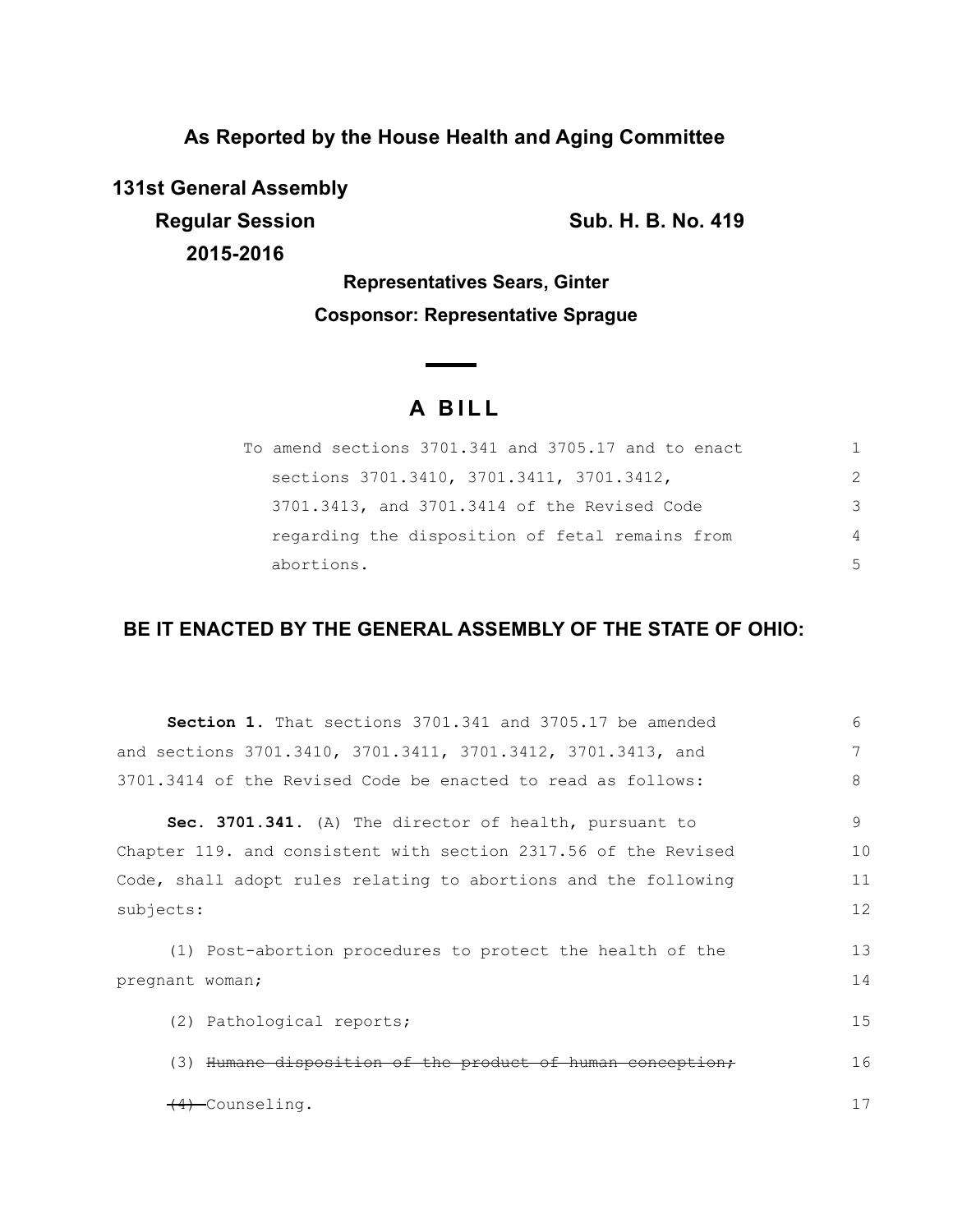**As Reported by the House Health and Aging Committee**

**131st General Assembly**

**Regular Session** **Sub. H. B. No. 419**

**2015-2016**

**Representatives Sears, Ginter**

**Cosponsor: Representative Sprague**

# A BILL

To amend sections 3701.341 and 3705.17 and to enact sections 3701.3410, 3701.3411, 3701.3412, 3701.3413, and 3701.3414 of the Revised Code regarding the disposition of fetal remains from abortions.

## BE IT ENACTED BY THE GENERAL ASSEMBLY OF THE STATE OF OHIO:

**Section 1.** That sections 3701.341 and 3705.17 be amended and sections 3701.3410, 3701.3411, 3701.3412, 3701.3413, and 3701.3414 of the Revised Code be enacted to read as follows:

**Sec. 3701.341.** (A) The director of health, pursuant to Chapter 119. and consistent with section 2317.56 of the Revised Code, shall adopt rules relating to abortions and the following subjects:

(1) Post-abortion procedures to protect the health of the pregnant woman;

(2) Pathological reports;

(3) ~~Humane disposition of the product of human conception;~~

~~(4)~~ Counseling.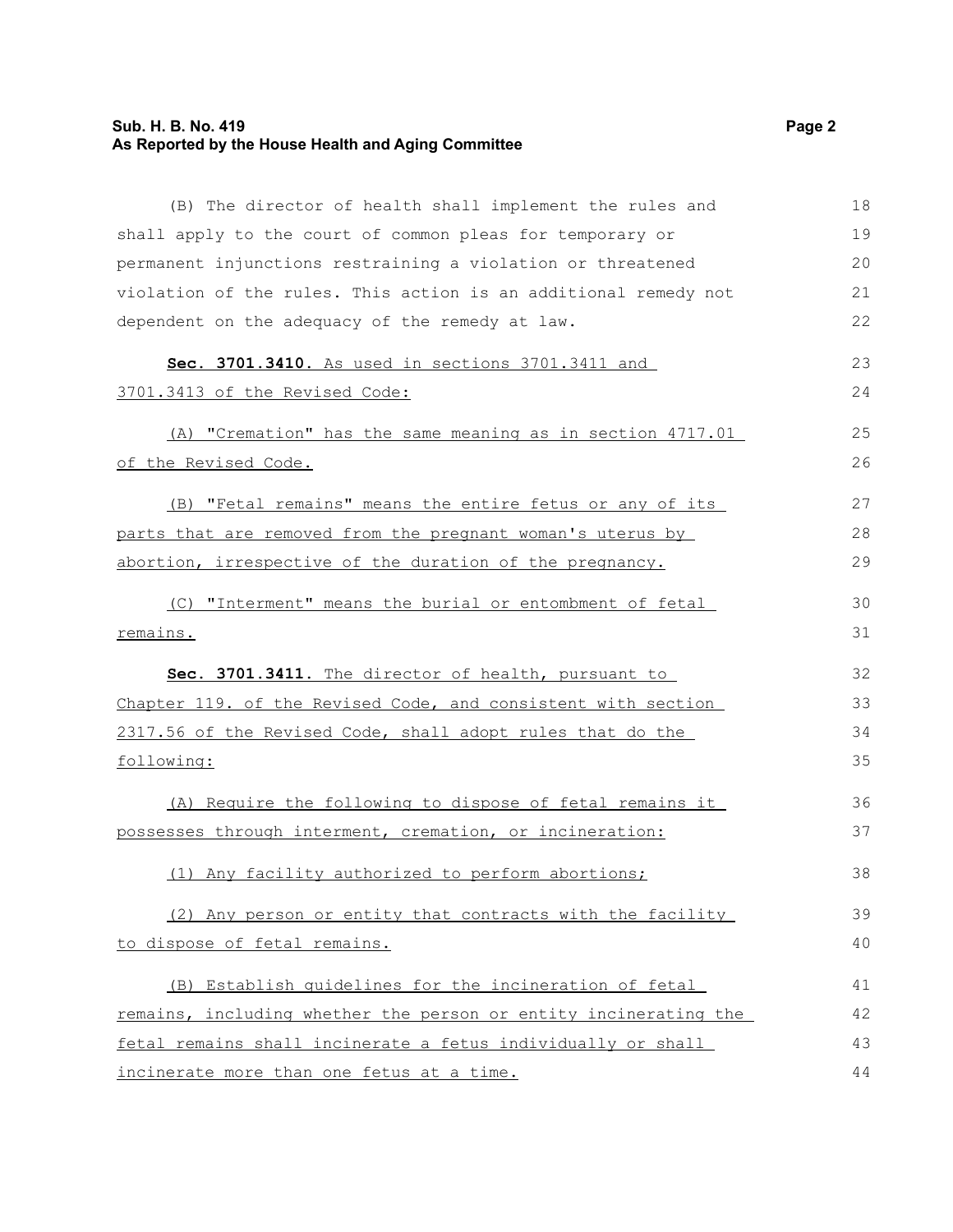(B) The director of health shall implement the rules and shall apply to the court of common pleas for temporary or permanent injunctions restraining a violation or threatened violation of the rules. This action is an additional remedy not dependent on the adequacy of the remedy at law.

**Sec. 3701.3410.** As used in sections 3701.3411 and 3701.3413 of the Revised Code:

(A) "Cremation" has the same meaning as in section 4717.01 of the Revised Code.

(B) "Fetal remains" means the entire fetus or any of its parts that are removed from the pregnant woman's uterus by abortion, irrespective of the duration of the pregnancy.

(C) "Interment" means the burial or entombment of fetal remains.

**Sec. 3701.3411.** The director of health, pursuant to Chapter 119. of the Revised Code, and consistent with section 2317.56 of the Revised Code, shall adopt rules that do the following:

(A) Require the following to dispose of fetal remains it possesses through interment, cremation, or incineration:

(1) Any facility authorized to perform abortions;

(2) Any person or entity that contracts with the facility to dispose of fetal remains.

(B) Establish guidelines for the incineration of fetal remains, including whether the person or entity incinerating the fetal remains shall incinerate a fetus individually or shall incinerate more than one fetus at a time.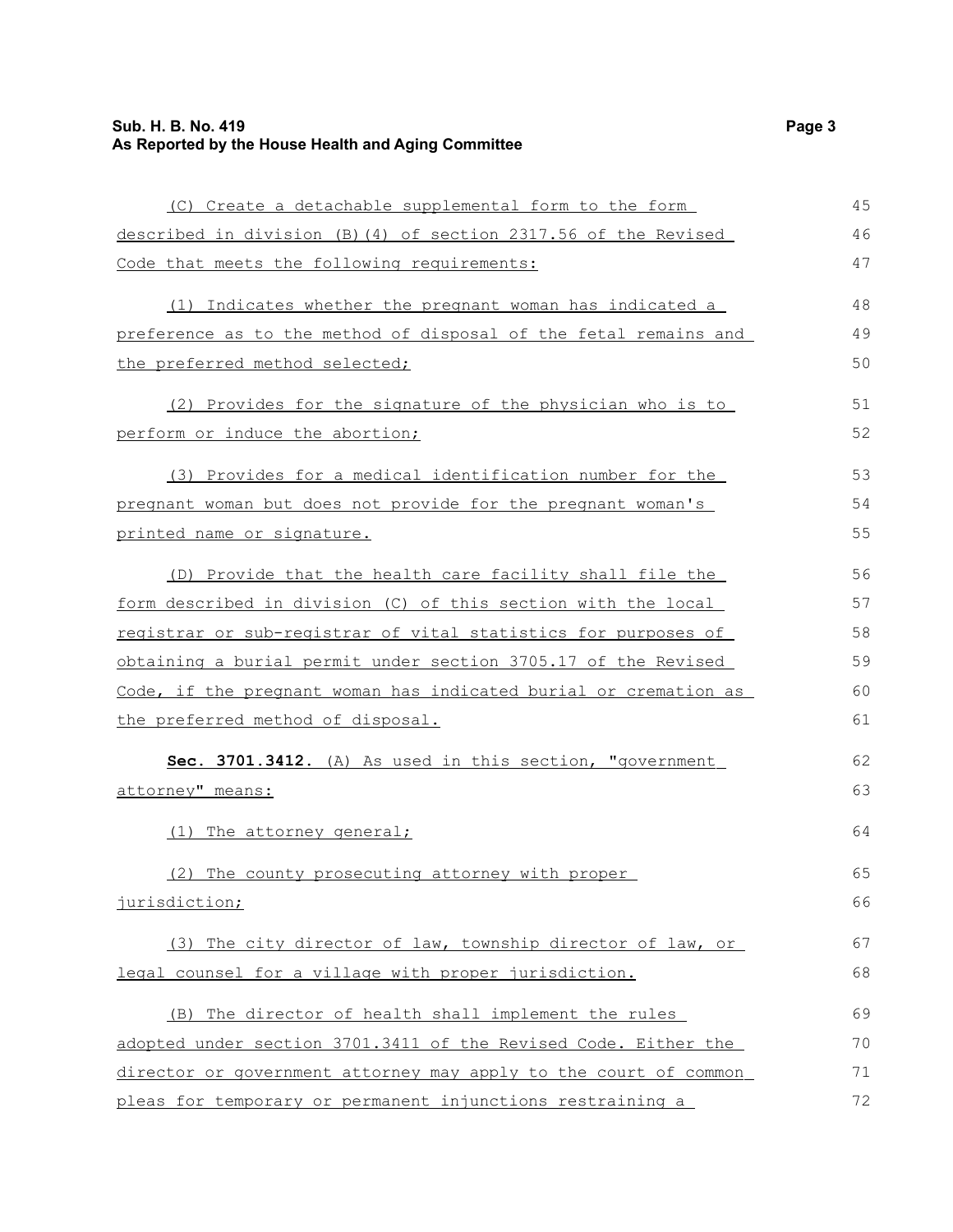(C) Create a detachable supplemental form to the form described in division (B)(4) of section 2317.56 of the Revised Code that meets the following requirements:

(1) Indicates whether the pregnant woman has indicated a preference as to the method of disposal of the fetal remains and the preferred method selected;

(2) Provides for the signature of the physician who is to perform or induce the abortion;

(3) Provides for a medical identification number for the pregnant woman but does not provide for the pregnant woman's printed name or signature.

(D) Provide that the health care facility shall file the form described in division (C) of this section with the local registrar or sub-registrar of vital statistics for purposes of obtaining a burial permit under section 3705.17 of the Revised Code, if the pregnant woman has indicated burial or cremation as the preferred method of disposal.

**Sec. 3701.3412.** (A) As used in this section, "government attorney" means:

(1) The attorney general;

(2) The county prosecuting attorney with proper jurisdiction;

(3) The city director of law, township director of law, or legal counsel for a village with proper jurisdiction.

(B) The director of health shall implement the rules adopted under section 3701.3411 of the Revised Code. Either the director or government attorney may apply to the court of common pleas for temporary or permanent injunctions restraining a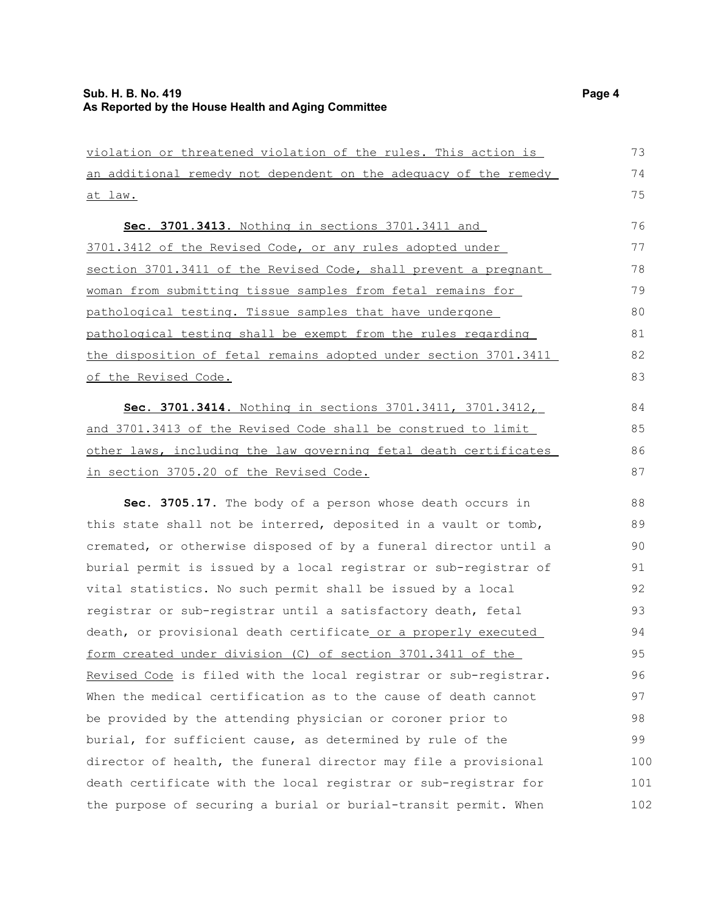violation or threatened violation of the rules. This action is an additional remedy not dependent on the adequacy of the remedy at law.

**Sec. 3701.3413.** Nothing in sections 3701.3411 and 3701.3412 of the Revised Code, or any rules adopted under section 3701.3411 of the Revised Code, shall prevent a pregnant woman from submitting tissue samples from fetal remains for pathological testing. Tissue samples that have undergone pathological testing shall be exempt from the rules regarding the disposition of fetal remains adopted under section 3701.3411 of the Revised Code.

**Sec. 3701.3414.** Nothing in sections 3701.3411, 3701.3412, and 3701.3413 of the Revised Code shall be construed to limit other laws, including the law governing fetal death certificates in section 3705.20 of the Revised Code.

**Sec. 3705.17.** The body of a person whose death occurs in this state shall not be interred, deposited in a vault or tomb, cremated, or otherwise disposed of by a funeral director until a burial permit is issued by a local registrar or sub-registrar of vital statistics. No such permit shall be issued by a local registrar or sub-registrar until a satisfactory death, fetal death, or provisional death certificate or a properly executed form created under division (C) of section 3701.3411 of the Revised Code is filed with the local registrar or sub-registrar. When the medical certification as to the cause of death cannot be provided by the attending physician or coroner prior to burial, for sufficient cause, as determined by rule of the director of health, the funeral director may file a provisional death certificate with the local registrar or sub-registrar for the purpose of securing a burial or burial-transit permit. When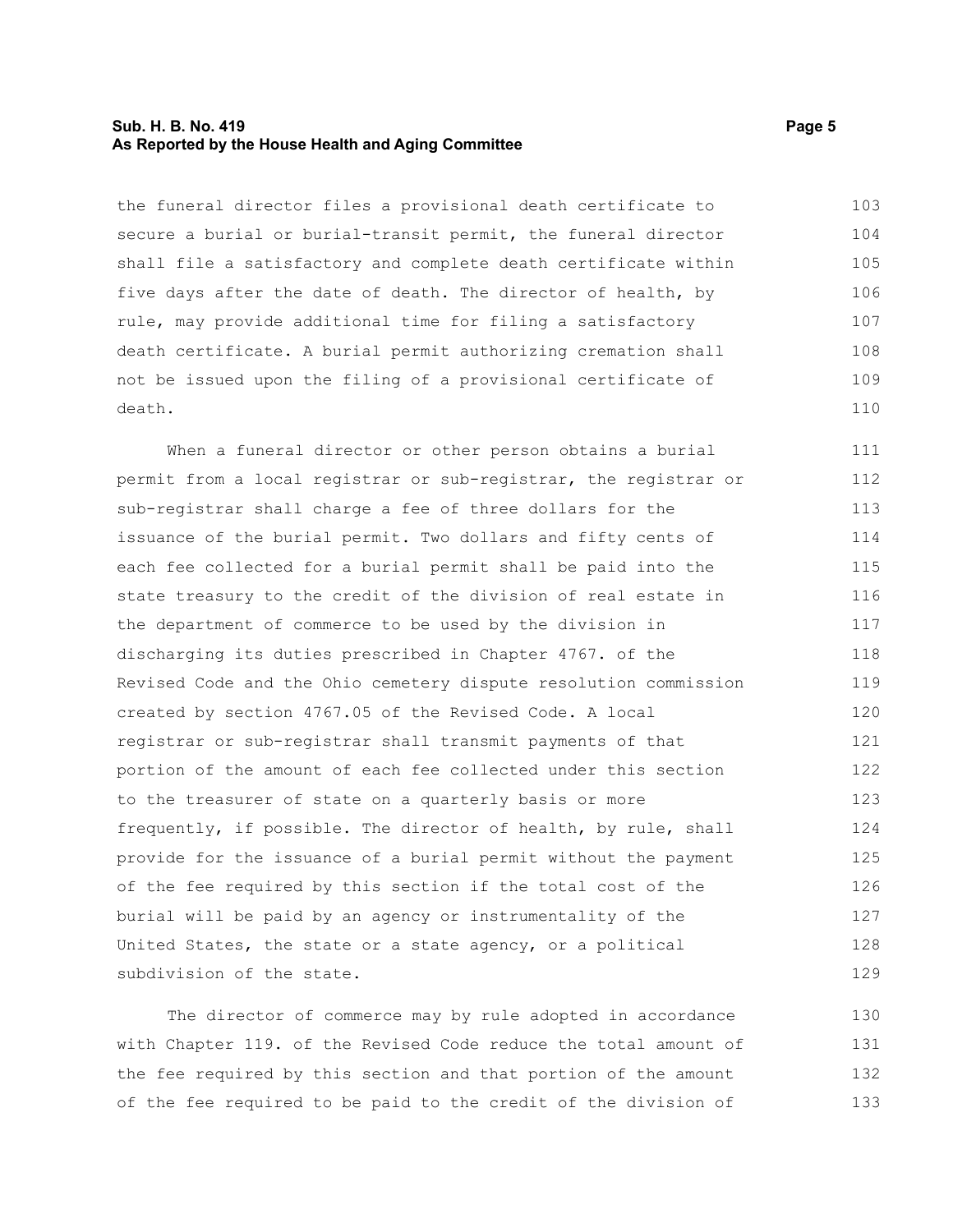the funeral director files a provisional death certificate to secure a burial or burial-transit permit, the funeral director shall file a satisfactory and complete death certificate within five days after the date of death. The director of health, by rule, may provide additional time for filing a satisfactory death certificate. A burial permit authorizing cremation shall not be issued upon the filing of a provisional certificate of death.

When a funeral director or other person obtains a burial permit from a local registrar or sub-registrar, the registrar or sub-registrar shall charge a fee of three dollars for the issuance of the burial permit. Two dollars and fifty cents of each fee collected for a burial permit shall be paid into the state treasury to the credit of the division of real estate in the department of commerce to be used by the division in discharging its duties prescribed in Chapter 4767. of the Revised Code and the Ohio cemetery dispute resolution commission created by section 4767.05 of the Revised Code. A local registrar or sub-registrar shall transmit payments of that portion of the amount of each fee collected under this section to the treasurer of state on a quarterly basis or more frequently, if possible. The director of health, by rule, shall provide for the issuance of a burial permit without the payment of the fee required by this section if the total cost of the burial will be paid by an agency or instrumentality of the United States, the state or a state agency, or a political subdivision of the state.

The director of commerce may by rule adopted in accordance with Chapter 119. of the Revised Code reduce the total amount of the fee required by this section and that portion of the amount of the fee required to be paid to the credit of the division of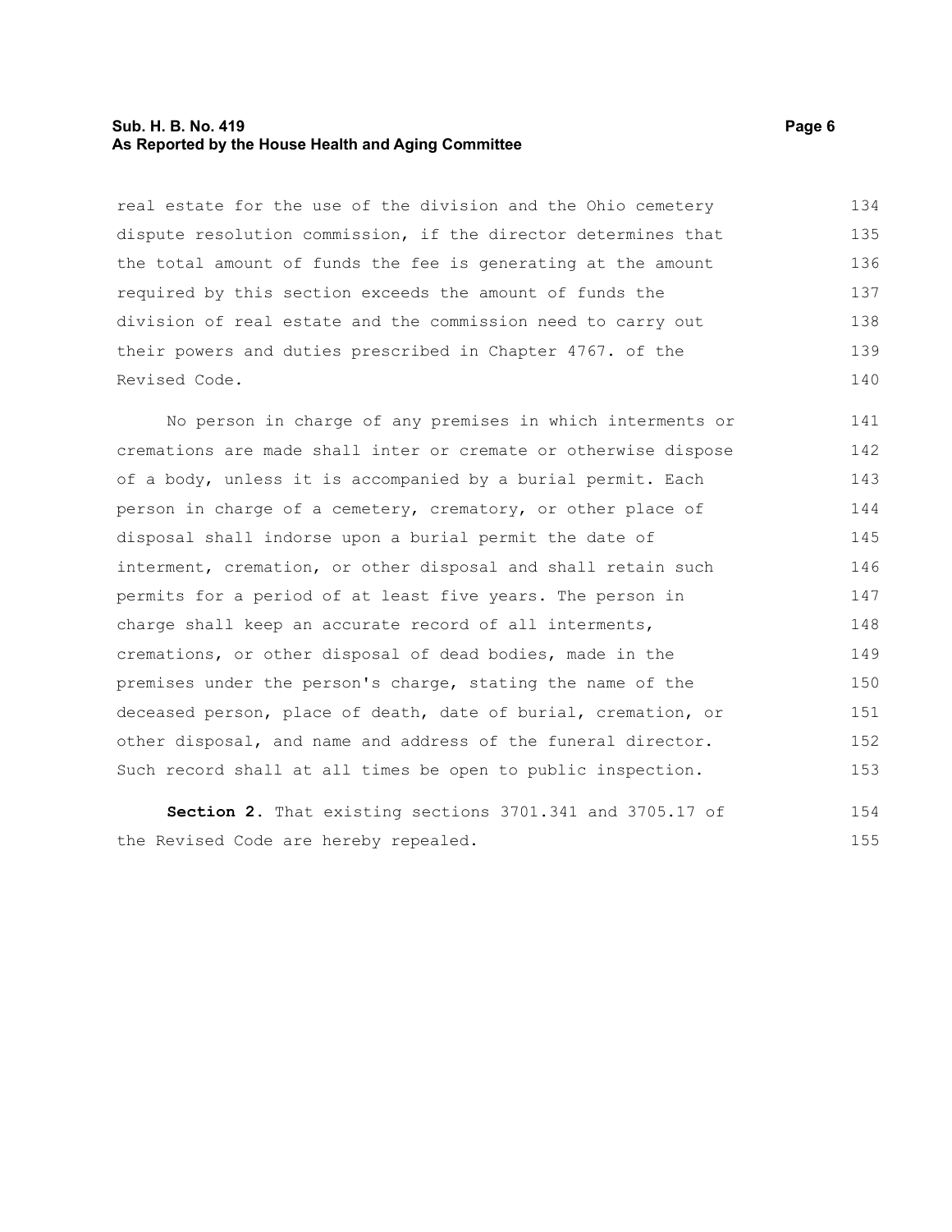real estate for the use of the division and the Ohio cemetery dispute resolution commission, if the director determines that the total amount of funds the fee is generating at the amount required by this section exceeds the amount of funds the division of real estate and the commission need to carry out their powers and duties prescribed in Chapter 4767. of the Revised Code.

No person in charge of any premises in which interments or cremations are made shall inter or cremate or otherwise dispose of a body, unless it is accompanied by a burial permit. Each person in charge of a cemetery, crematory, or other place of disposal shall indorse upon a burial permit the date of interment, cremation, or other disposal and shall retain such permits for a period of at least five years. The person in charge shall keep an accurate record of all interments, cremations, or other disposal of dead bodies, made in the premises under the person's charge, stating the name of the deceased person, place of death, date of burial, cremation, or other disposal, and name and address of the funeral director. Such record shall at all times be open to public inspection.

**Section 2.** That existing sections 3701.341 and 3705.17 of the Revised Code are hereby repealed.